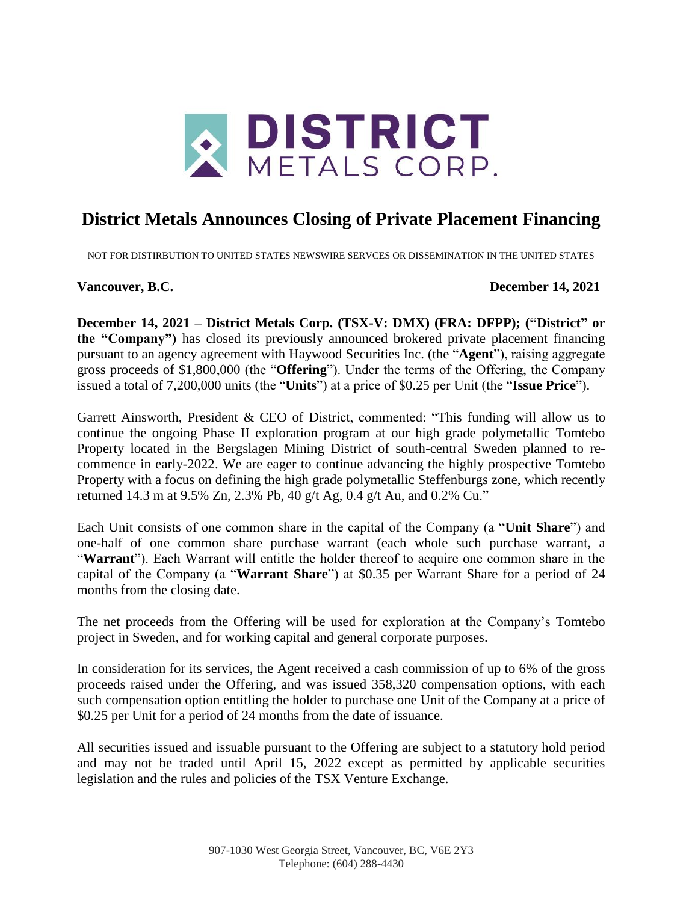# District Metals Announces Closing of Private Placement Financing

NOT FOR DISTIRBUTION TO UNITED STATES NEWSWIRE SERVCES OR DISSEMINATION IN THE UNITED STATES

**Vancouver, B.C.** **December 14, 2021**

**December 14, 2021 – District Metals Corp. (TSX-V: DMX) (FRA: DFPP); ("District" or the "Company")** has closed its previously announced brokered private placement financing pursuant to an agency agreement with Haywood Securities Inc. (the "**Agent**"), raising aggregate gross proceeds of $1,800,000 (the "**Offering**"). Under the terms of the Offering, the Company issued a total of 7,200,000 units (the "**Units**") at a price of $0.25 per Unit (the "**Issue Price**").

Garrett Ainsworth, President & CEO of District, commented: "This funding will allow us to continue the ongoing Phase II exploration program at our high grade polymetallic Tomtebo Property located in the Bergslagen Mining District of south-central Sweden planned to re-commence in early-2022. We are eager to continue advancing the highly prospective Tomtebo Property with a focus on defining the high grade polymetallic Steffenburgs zone, which recently returned 14.3 m at 9.5% Zn, 2.3% Pb, 40 g/t Ag, 0.4 g/t Au, and 0.2% Cu."

Each Unit consists of one common share in the capital of the Company (a "**Unit Share**") and one-half of one common share purchase warrant (each whole such purchase warrant, a "**Warrant**"). Each Warrant will entitle the holder thereof to acquire one common share in the capital of the Company (a "**Warrant Share**") at $0.35 per Warrant Share for a period of 24 months from the closing date.

The net proceeds from the Offering will be used for exploration at the Company's Tomtebo project in Sweden, and for working capital and general corporate purposes.

In consideration for its services, the Agent received a cash commission of up to 6% of the gross proceeds raised under the Offering, and was issued 358,320 compensation options, with each such compensation option entitling the holder to purchase one Unit of the Company at a price of $0.25 per Unit for a period of 24 months from the date of issuance.

All securities issued and issuable pursuant to the Offering are subject to a statutory hold period and may not be traded until April 15, 2022 except as permitted by applicable securities legislation and the rules and policies of the TSX Venture Exchange.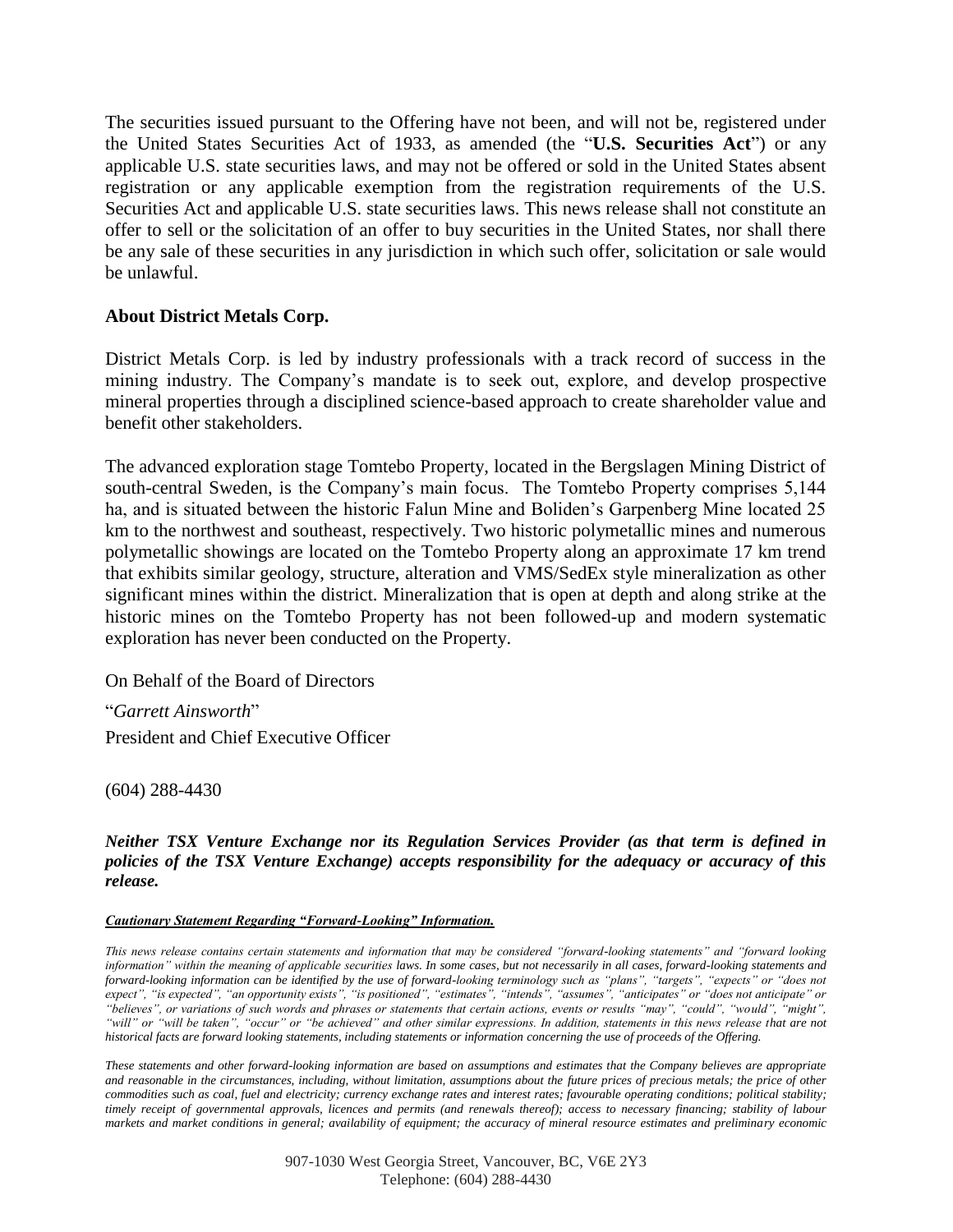The securities issued pursuant to the Offering have not been, and will not be, registered under the United States Securities Act of 1933, as amended (the "**U.S. Securities Act**") or any applicable U.S. state securities laws, and may not be offered or sold in the United States absent registration or any applicable exemption from the registration requirements of the U.S. Securities Act and applicable U.S. state securities laws. This news release shall not constitute an offer to sell or the solicitation of an offer to buy securities in the United States, nor shall there be any sale of these securities in any jurisdiction in which such offer, solicitation or sale would be unlawful.

**About District Metals Corp.**

District Metals Corp. is led by industry professionals with a track record of success in the mining industry. The Company's mandate is to seek out, explore, and develop prospective mineral properties through a disciplined science-based approach to create shareholder value and benefit other stakeholders.

The advanced exploration stage Tomtebo Property, located in the Bergslagen Mining District of south-central Sweden, is the Company's main focus. The Tomtebo Property comprises 5,144 ha, and is situated between the historic Falun Mine and Boliden's Garpenberg Mine located 25 km to the northwest and southeast, respectively. Two historic polymetallic mines and numerous polymetallic showings are located on the Tomtebo Property along an approximate 17 km trend that exhibits similar geology, structure, alteration and VMS/SedEx style mineralization as other significant mines within the district. Mineralization that is open at depth and along strike at the historic mines on the Tomtebo Property has not been followed-up and modern systematic exploration has never been conducted on the Property.

On Behalf of the Board of Directors

"*Garrett Ainsworth*"

President and Chief Executive Officer

(604) 288-4430

***Neither TSX Venture Exchange nor its Regulation Services Provider (as that term is defined in policies of the TSX Venture Exchange) accepts responsibility for the adequacy or accuracy of this release.***

***Cautionary Statement Regarding "Forward-Looking" Information.***

*This news release contains certain statements and information that may be considered "forward-looking statements" and "forward looking information" within the meaning of applicable securities laws. In some cases, but not necessarily in all cases, forward-looking statements and forward-looking information can be identified by the use of forward-looking terminology such as "plans", "targets", "expects" or "does not expect", "is expected", "an opportunity exists", "is positioned", "estimates", "intends", "assumes", "anticipates" or "does not anticipate" or "believes", or variations of such words and phrases or statements that certain actions, events or results "may", "could", "would", "might", "will" or "will be taken", "occur" or "be achieved" and other similar expressions. In addition, statements in this news release that are not historical facts are forward looking statements, including statements or information concerning the use of proceeds of the Offering.*

*These statements and other forward-looking information are based on assumptions and estimates that the Company believes are appropriate and reasonable in the circumstances, including, without limitation, assumptions about the future prices of precious metals; the price of other commodities such as coal, fuel and electricity; currency exchange rates and interest rates; favourable operating conditions; political stability; timely receipt of governmental approvals, licences and permits (and renewals thereof); access to necessary financing; stability of labour markets and market conditions in general; availability of equipment; the accuracy of mineral resource estimates and preliminary economic*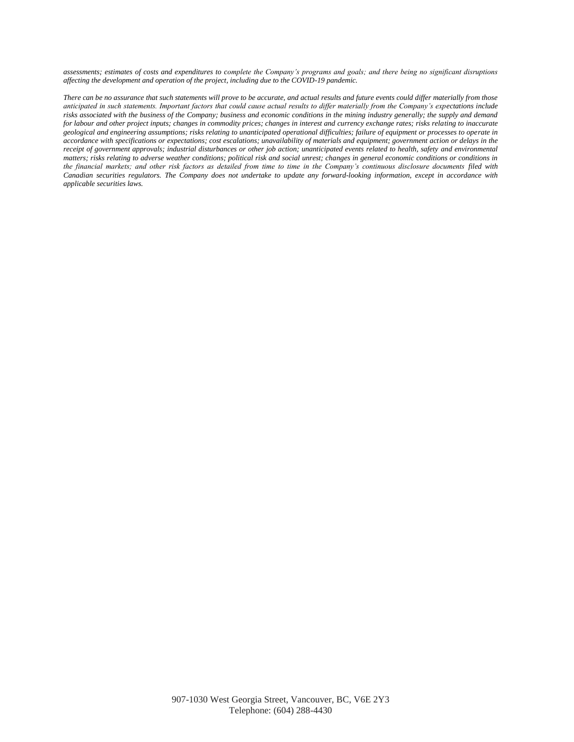*assessments; estimates of costs and expenditures to complete the Company's programs and goals; and there being no significant disruptions affecting the development and operation of the project, including due to the COVID-19 pandemic.*

*There can be no assurance that such statements will prove to be accurate, and actual results and future events could differ materially from those anticipated in such statements. Important factors that could cause actual results to differ materially from the Company's expectations include risks associated with the business of the Company; business and economic conditions in the mining industry generally; the supply and demand for labour and other project inputs; changes in commodity prices; changes in interest and currency exchange rates; risks relating to inaccurate geological and engineering assumptions; risks relating to unanticipated operational difficulties; failure of equipment or processes to operate in accordance with specifications or expectations; cost escalations; unavailability of materials and equipment; government action or delays in the receipt of government approvals; industrial disturbances or other job action; unanticipated events related to health, safety and environmental matters; risks relating to adverse weather conditions; political risk and social unrest; changes in general economic conditions or conditions in the financial markets; and other risk factors as detailed from time to time in the Company's continuous disclosure documents filed with Canadian securities regulators. The Company does not undertake to update any forward-looking information, except in accordance with applicable securities laws.*

907-1030 West Georgia Street, Vancouver, BC, V6E 2Y3
Telephone: (604) 288-4430